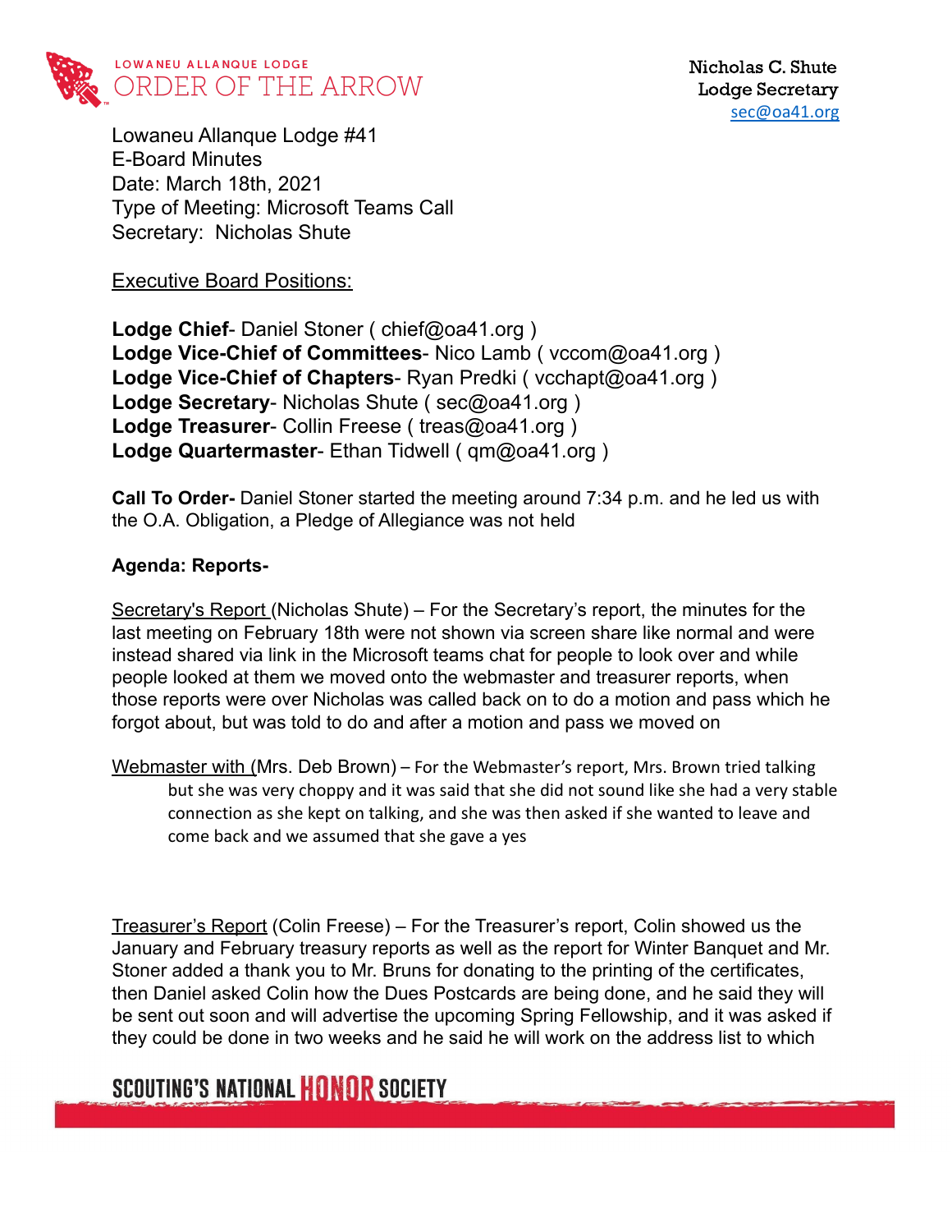LOWANEU ALLANQUE LODGE
ORDER OF THE ARROW

Nicholas C. Shute
Lodge Secretary
sec@oa41.org

Lowaneu Allanque Lodge #41
E-Board Minutes
Date: March 18th, 2021
Type of Meeting: Microsoft Teams Call
Secretary: Nicholas Shute

<u>Executive Board Positions:</u>

**Lodge Chief**- Daniel Stoner ( chief@oa41.org )
**Lodge Vice-Chief of Committees**- Nico Lamb ( vccom@oa41.org )
**Lodge Vice-Chief of Chapters**- Ryan Predki ( vcchapt@oa41.org )
**Lodge Secretary**- Nicholas Shute ( sec@oa41.org )
**Lodge Treasurer**- Collin Freese ( treas@oa41.org )
**Lodge Quartermaster**- Ethan Tidwell ( qm@oa41.org )

**Call To Order-** Daniel Stoner started the meeting around 7:34 p.m. and he led us with the O.A. Obligation, a Pledge of Allegiance was not held

**Agenda: Reports-**

<u>Secretary's Report</u> (Nicholas Shute) – For the Secretary's report, the minutes for the last meeting on February 18th were not shown via screen share like normal and were instead shared via link in the Microsoft teams chat for people to look over and while people looked at them we moved onto the webmaster and treasurer reports, when those reports were over Nicholas was called back on to do a motion and pass which he forgot about, but was told to do and after a motion and pass we moved on

<u>Webmaster with</u> (Mrs. Deb Brown) – For the Webmaster's report, Mrs. Brown tried talking but she was very choppy and it was said that she did not sound like she had a very stable connection as she kept on talking, and she was then asked if she wanted to leave and come back and we assumed that she gave a yes

<u>Treasurer's Report</u> (Colin Freese) – For the Treasurer's report, Colin showed us the January and February treasury reports as well as the report for Winter Banquet and Mr. Stoner added a thank you to Mr. Bruns for donating to the printing of the certificates, then Daniel asked Colin how the Dues Postcards are being done, and he said they will be sent out soon and will advertise the upcoming Spring Fellowship, and it was asked if they could be done in two weeks and he said he will work on the address list to which

SCOUTING'S NATIONAL HONOR SOCIETY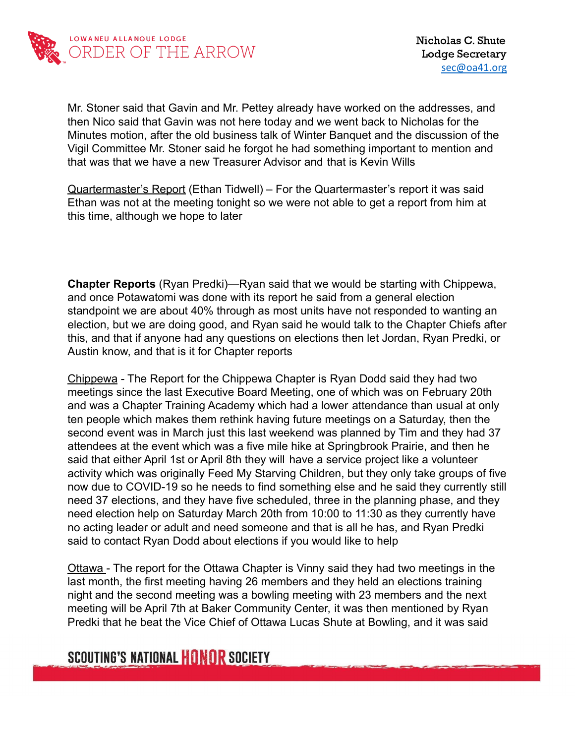Mr. Stoner said that Gavin and Mr. Pettey already have worked on the addresses, and then Nico said that Gavin was not here today and we went back to Nicholas for the Minutes motion, after the old business talk of Winter Banquet and the discussion of the Vigil Committee Mr. Stoner said he forgot he had something important to mention and that was that we have a new Treasurer Advisor and that is Kevin Wills

Quartermaster's Report (Ethan Tidwell) – For the Quartermaster's report it was said Ethan was not at the meeting tonight so we were not able to get a report from him at this time, although we hope to later

**Chapter Reports** (Ryan Predki)—Ryan said that we would be starting with Chippewa, and once Potawatomi was done with its report he said from a general election standpoint we are about 40% through as most units have not responded to wanting an election, but we are doing good, and Ryan said he would talk to the Chapter Chiefs after this, and that if anyone had any questions on elections then let Jordan, Ryan Predki, or Austin know, and that is it for Chapter reports

Chippewa - The Report for the Chippewa Chapter is Ryan Dodd said they had two meetings since the last Executive Board Meeting, one of which was on February 20th and was a Chapter Training Academy which had a lower attendance than usual at only ten people which makes them rethink having future meetings on a Saturday, then the second event was in March just this last weekend was planned by Tim and they had 37 attendees at the event which was a five mile hike at Springbrook Prairie, and then he said that either April 1st or April 8th they will have a service project like a volunteer activity which was originally Feed My Starving Children, but they only take groups of five now due to COVID-19 so he needs to find something else and he said they currently still need 37 elections, and they have five scheduled, three in the planning phase, and they need election help on Saturday March 20th from 10:00 to 11:30 as they currently have no acting leader or adult and need someone and that is all he has, and Ryan Predki said to contact Ryan Dodd about elections if you would like to help

Ottawa - The report for the Ottawa Chapter is Vinny said they had two meetings in the last month, the first meeting having 26 members and they held an elections training night and the second meeting was a bowling meeting with 23 members and the next meeting will be April 7th at Baker Community Center, it was then mentioned by Ryan Predki that he beat the Vice Chief of Ottawa Lucas Shute at Bowling, and it was said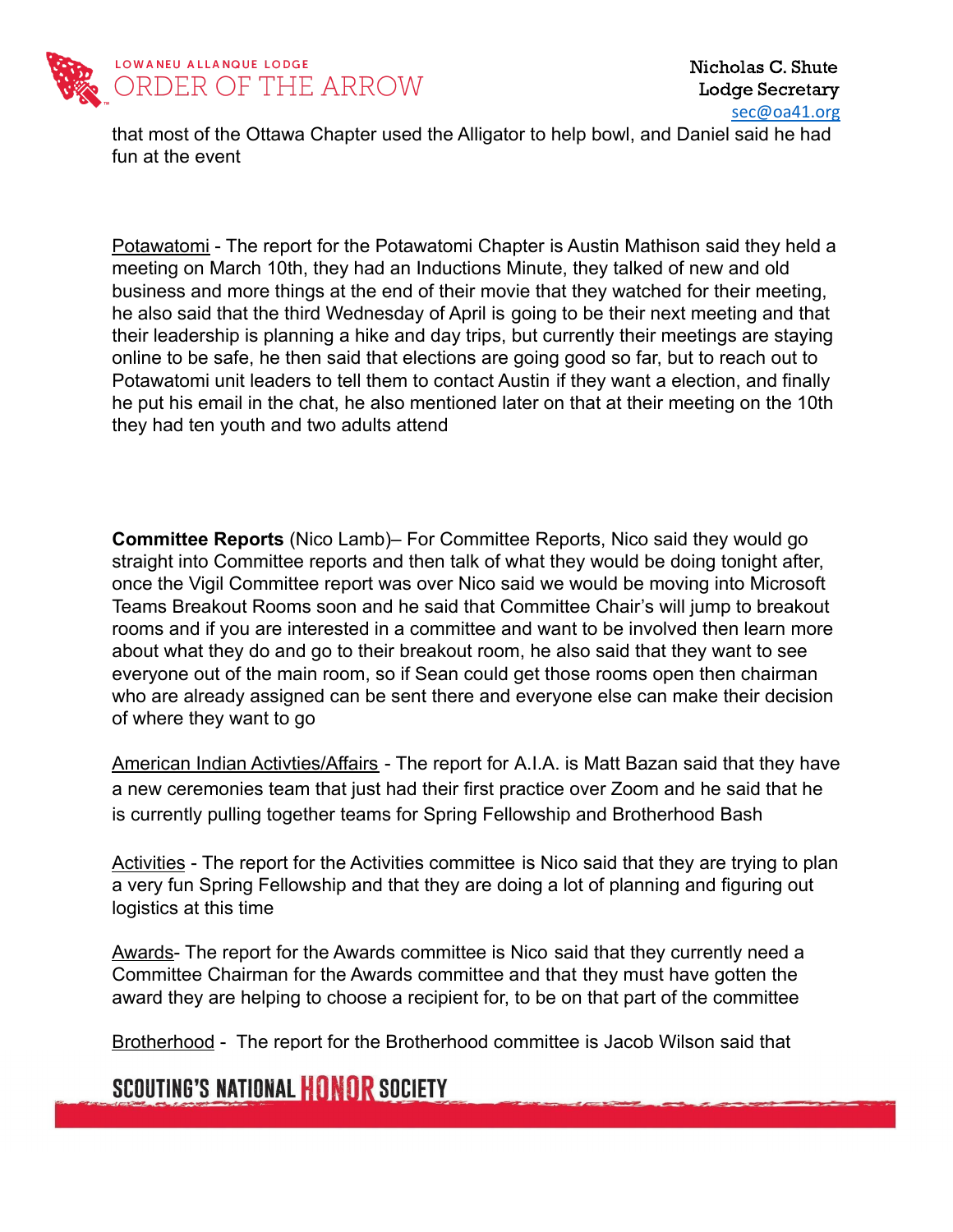that most of the Ottawa Chapter used the Alligator to help bowl, and Daniel said he had fun at the event

Potawatomi - The report for the Potawatomi Chapter is Austin Mathison said they held a meeting on March 10th, they had an Inductions Minute, they talked of new and old business and more things at the end of their movie that they watched for their meeting, he also said that the third Wednesday of April is going to be their next meeting and that their leadership is planning a hike and day trips, but currently their meetings are staying online to be safe, he then said that elections are going good so far, but to reach out to Potawatomi unit leaders to tell them to contact Austin if they want a election, and finally he put his email in the chat, he also mentioned later on that at their meeting on the 10th they had ten youth and two adults attend

**Committee Reports** (Nico Lamb)– For Committee Reports, Nico said they would go straight into Committee reports and then talk of what they would be doing tonight after, once the Vigil Committee report was over Nico said we would be moving into Microsoft Teams Breakout Rooms soon and he said that Committee Chair's will jump to breakout rooms and if you are interested in a committee and want to be involved then learn more about what they do and go to their breakout room, he also said that they want to see everyone out of the main room, so if Sean could get those rooms open then chairman who are already assigned can be sent there and everyone else can make their decision of where they want to go

American Indian Activties/Affairs - The report for A.I.A. is Matt Bazan said that they have a new ceremonies team that just had their first practice over Zoom and he said that he is currently pulling together teams for Spring Fellowship and Brotherhood Bash

Activities - The report for the Activities committee is Nico said that they are trying to plan a very fun Spring Fellowship and that they are doing a lot of planning and figuring out logistics at this time

Awards- The report for the Awards committee is Nico said that they currently need a Committee Chairman for the Awards committee and that they must have gotten the award they are helping to choose a recipient for, to be on that part of the committee

Brotherhood - The report for the Brotherhood committee is Jacob Wilson said that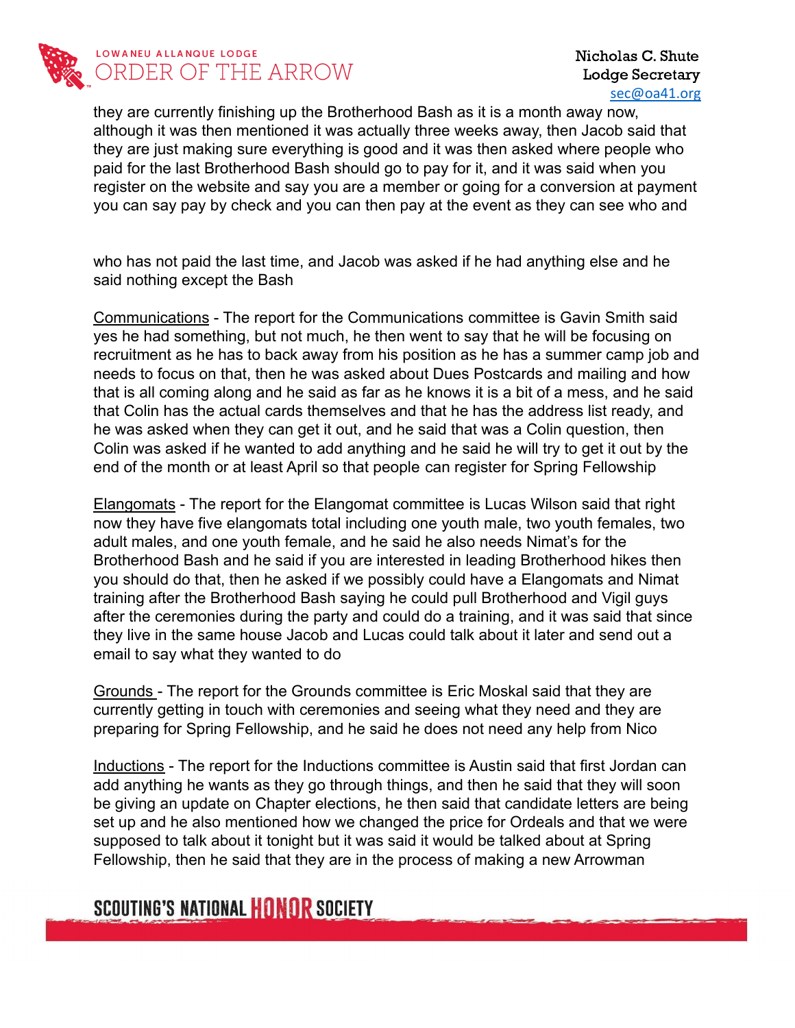they are currently finishing up the Brotherhood Bash as it is a month away now, although it was then mentioned it was actually three weeks away, then Jacob said that they are just making sure everything is good and it was then asked where people who paid for the last Brotherhood Bash should go to pay for it, and it was said when you register on the website and say you are a member or going for a conversion at payment you can say pay by check and you can then pay at the event as they can see who and

who has not paid the last time, and Jacob was asked if he had anything else and he said nothing except the Bash

<u>Communications</u> - The report for the Communications committee is Gavin Smith said yes he had something, but not much, he then went to say that he will be focusing on recruitment as he has to back away from his position as he has a summer camp job and needs to focus on that, then he was asked about Dues Postcards and mailing and how that is all coming along and he said as far as he knows it is a bit of a mess, and he said that Colin has the actual cards themselves and that he has the address list ready, and he was asked when they can get it out, and he said that was a Colin question, then Colin was asked if he wanted to add anything and he said he will try to get it out by the end of the month or at least April so that people can register for Spring Fellowship

<u>Elangomats</u> - The report for the Elangomat committee is Lucas Wilson said that right now they have five elangomats total including one youth male, two youth females, two adult males, and one youth female, and he said he also needs Nimat's for the Brotherhood Bash and he said if you are interested in leading Brotherhood hikes then you should do that, then he asked if we possibly could have a Elangomats and Nimat training after the Brotherhood Bash saying he could pull Brotherhood and Vigil guys after the ceremonies during the party and could do a training, and it was said that since they live in the same house Jacob and Lucas could talk about it later and send out a email to say what they wanted to do

<u>Grounds</u> - The report for the Grounds committee is Eric Moskal said that they are currently getting in touch with ceremonies and seeing what they need and they are preparing for Spring Fellowship, and he said he does not need any help from Nico

<u>Inductions</u> - The report for the Inductions committee is Austin said that first Jordan can add anything he wants as they go through things, and then he said that they will soon be giving an update on Chapter elections, he then said that candidate letters are being set up and he also mentioned how we changed the price for Ordeals and that we were supposed to talk about it tonight but it was said it would be talked about at Spring Fellowship, then he said that they are in the process of making a new Arrowman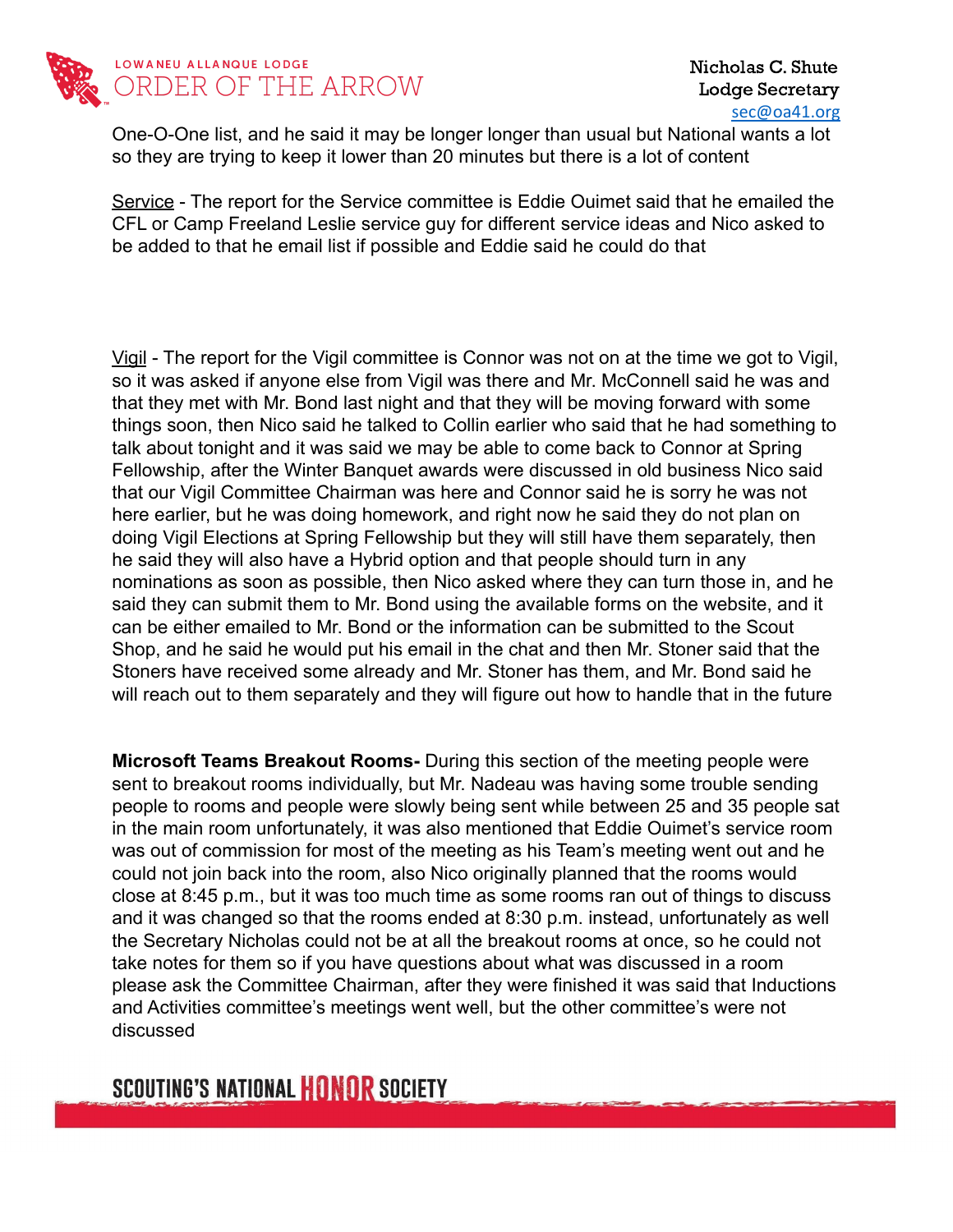One-O-One list, and he said it may be longer longer than usual but National wants a lot so they are trying to keep it lower than 20 minutes but there is a lot of content

Service - The report for the Service committee is Eddie Ouimet said that he emailed the CFL or Camp Freeland Leslie service guy for different service ideas and Nico asked to be added to that he email list if possible and Eddie said he could do that

Vigil - The report for the Vigil committee is Connor was not on at the time we got to Vigil, so it was asked if anyone else from Vigil was there and Mr. McConnell said he was and that they met with Mr. Bond last night and that they will be moving forward with some things soon, then Nico said he talked to Collin earlier who said that he had something to talk about tonight and it was said we may be able to come back to Connor at Spring Fellowship, after the Winter Banquet awards were discussed in old business Nico said that our Vigil Committee Chairman was here and Connor said he is sorry he was not here earlier, but he was doing homework, and right now he said they do not plan on doing Vigil Elections at Spring Fellowship but they will still have them separately, then he said they will also have a Hybrid option and that people should turn in any nominations as soon as possible, then Nico asked where they can turn those in, and he said they can submit them to Mr. Bond using the available forms on the website, and it can be either emailed to Mr. Bond or the information can be submitted to the Scout Shop, and he said he would put his email in the chat and then Mr. Stoner said that the Stoners have received some already and Mr. Stoner has them, and Mr. Bond said he will reach out to them separately and they will figure out how to handle that in the future

**Microsoft Teams Breakout Rooms-** During this section of the meeting people were sent to breakout rooms individually, but Mr. Nadeau was having some trouble sending people to rooms and people were slowly being sent while between 25 and 35 people sat in the main room unfortunately, it was also mentioned that Eddie Ouimet's service room was out of commission for most of the meeting as his Team's meeting went out and he could not join back into the room, also Nico originally planned that the rooms would close at 8:45 p.m., but it was too much time as some rooms ran out of things to discuss and it was changed so that the rooms ended at 8:30 p.m. instead, unfortunately as well the Secretary Nicholas could not be at all the breakout rooms at once, so he could not take notes for them so if you have questions about what was discussed in a room please ask the Committee Chairman, after they were finished it was said that Inductions and Activities committee's meetings went well, but the other committee's were not discussed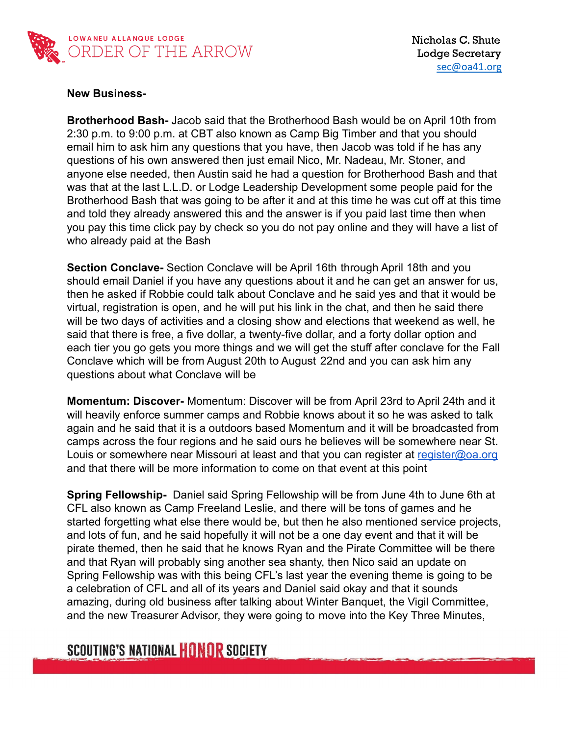**New Business-**

**Brotherhood Bash-** Jacob said that the Brotherhood Bash would be on April 10th from 2:30 p.m. to 9:00 p.m. at CBT also known as Camp Big Timber and that you should email him to ask him any questions that you have, then Jacob was told if he has any questions of his own answered then just email Nico, Mr. Nadeau, Mr. Stoner, and anyone else needed, then Austin said he had a question for Brotherhood Bash and that was that at the last L.L.D. or Lodge Leadership Development some people paid for the Brotherhood Bash that was going to be after it and at this time he was cut off at this time and told they already answered this and the answer is if you paid last time then when you pay this time click pay by check so you do not pay online and they will have a list of who already paid at the Bash

**Section Conclave-** Section Conclave will be April 16th through April 18th and you should email Daniel if you have any questions about it and he can get an answer for us, then he asked if Robbie could talk about Conclave and he said yes and that it would be virtual, registration is open, and he will put his link in the chat, and then he said there will be two days of activities and a closing show and elections that weekend as well, he said that there is free, a five dollar, a twenty-five dollar, and a forty dollar option and each tier you go gets you more things and we will get the stuff after conclave for the Fall Conclave which will be from August 20th to August 22nd and you can ask him any questions about what Conclave will be

**Momentum: Discover-** Momentum: Discover will be from April 23rd to April 24th and it will heavily enforce summer camps and Robbie knows about it so he was asked to talk again and he said that it is a outdoors based Momentum and it will be broadcasted from camps across the four regions and he said ours he believes will be somewhere near St. Louis or somewhere near Missouri at least and that you can register at register@oa.org and that there will be more information to come on that event at this point

**Spring Fellowship-** Daniel said Spring Fellowship will be from June 4th to June 6th at CFL also known as Camp Freeland Leslie, and there will be tons of games and he started forgetting what else there would be, but then he also mentioned service projects, and lots of fun, and he said hopefully it will not be a one day event and that it will be pirate themed, then he said that he knows Ryan and the Pirate Committee will be there and that Ryan will probably sing another sea shanty, then Nico said an update on Spring Fellowship was with this being CFL's last year the evening theme is going to be a celebration of CFL and all of its years and Daniel said okay and that it sounds amazing, during old business after talking about Winter Banquet, the Vigil Committee, and the new Treasurer Advisor, they were going to move into the Key Three Minutes,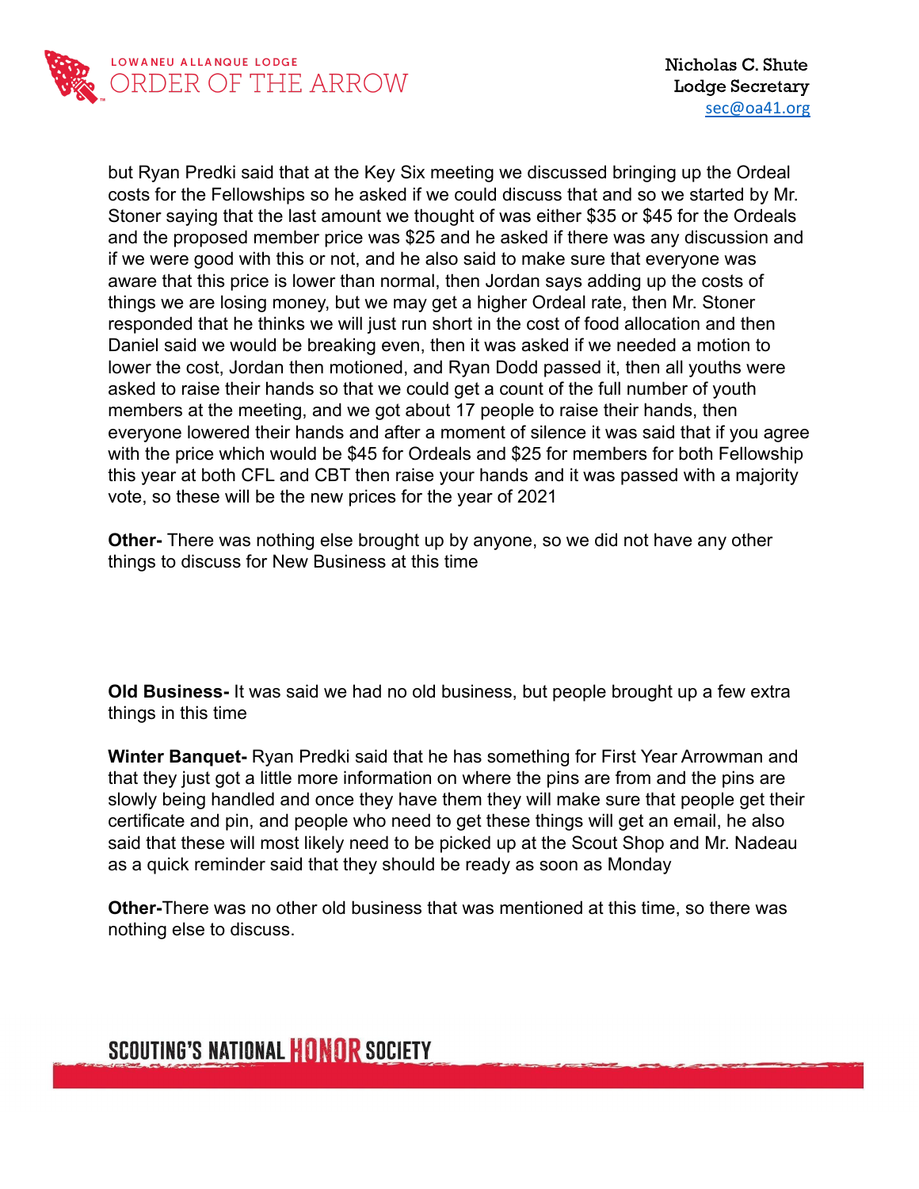but Ryan Predki said that at the Key Six meeting we discussed bringing up the Ordeal costs for the Fellowships so he asked if we could discuss that and so we started by Mr. Stoner saying that the last amount we thought of was either $35 or $45 for the Ordeals and the proposed member price was $25 and he asked if there was any discussion and if we were good with this or not, and he also said to make sure that everyone was aware that this price is lower than normal, then Jordan says adding up the costs of things we are losing money, but we may get a higher Ordeal rate, then Mr. Stoner responded that he thinks we will just run short in the cost of food allocation and then Daniel said we would be breaking even, then it was asked if we needed a motion to lower the cost, Jordan then motioned, and Ryan Dodd passed it, then all youths were asked to raise their hands so that we could get a count of the full number of youth members at the meeting, and we got about 17 people to raise their hands, then everyone lowered their hands and after a moment of silence it was said that if you agree with the price which would be $45 for Ordeals and $25 for members for both Fellowship this year at both CFL and CBT then raise your hands and it was passed with a majority vote, so these will be the new prices for the year of 2021

**Other-** There was nothing else brought up by anyone, so we did not have any other things to discuss for New Business at this time

**Old Business-** It was said we had no old business, but people brought up a few extra things in this time

**Winter Banquet-** Ryan Predki said that he has something for First Year Arrowman and that they just got a little more information on where the pins are from and the pins are slowly being handled and once they have them they will make sure that people get their certificate and pin, and people who need to get these things will get an email, he also said that these will most likely need to be picked up at the Scout Shop and Mr. Nadeau as a quick reminder said that they should be ready as soon as Monday

**Other-**There was no other old business that was mentioned at this time, so there was nothing else to discuss.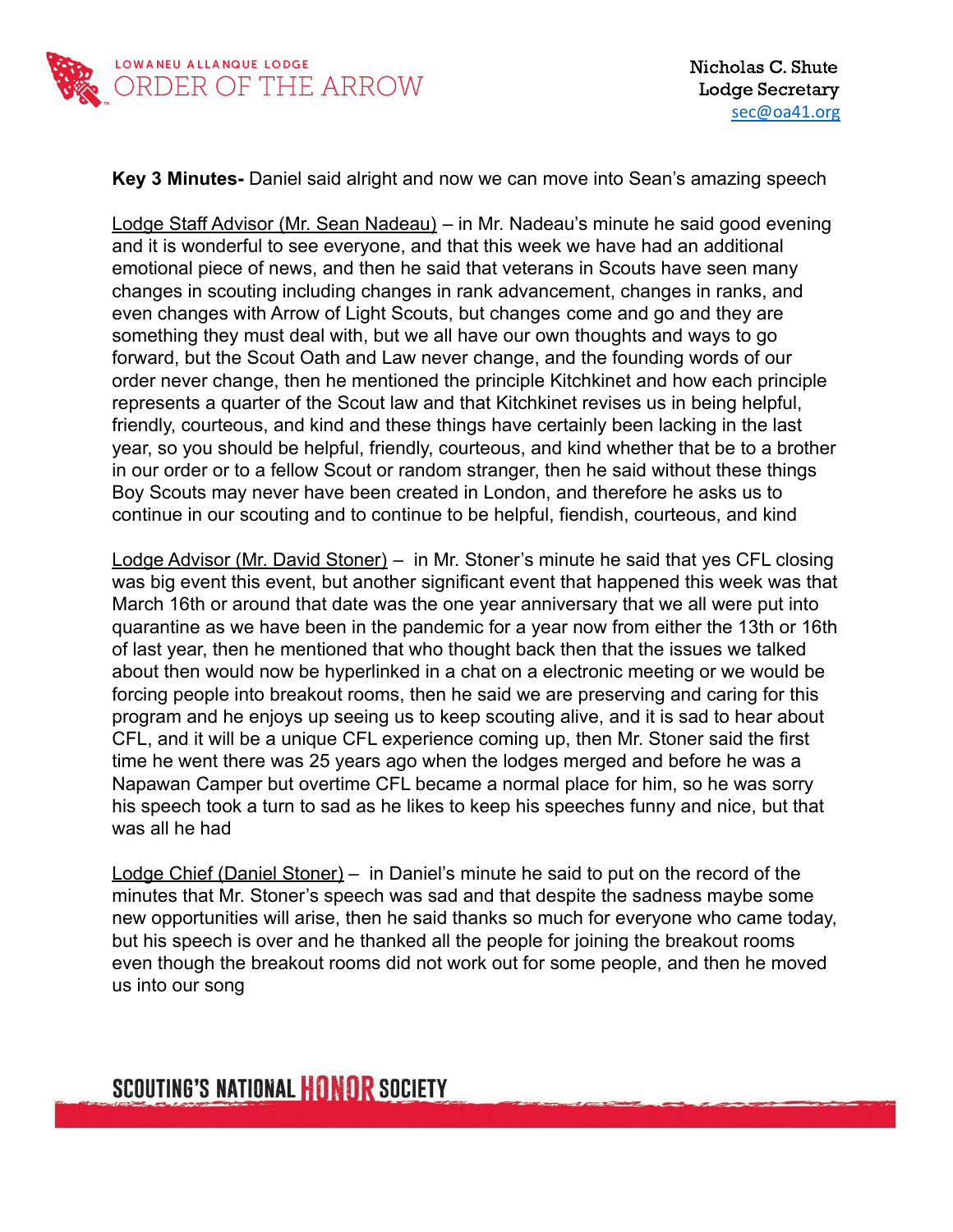**Key 3 Minutes-** Daniel said alright and now we can move into Sean's amazing speech

Lodge Staff Advisor (Mr. Sean Nadeau) – in Mr. Nadeau's minute he said good evening and it is wonderful to see everyone, and that this week we have had an additional emotional piece of news, and then he said that veterans in Scouts have seen many changes in scouting including changes in rank advancement, changes in ranks, and even changes with Arrow of Light Scouts, but changes come and go and they are something they must deal with, but we all have our own thoughts and ways to go forward, but the Scout Oath and Law never change, and the founding words of our order never change, then he mentioned the principle Kitchkinet and how each principle represents a quarter of the Scout law and that Kitchkinet revises us in being helpful, friendly, courteous, and kind and these things have certainly been lacking in the last year, so you should be helpful, friendly, courteous, and kind whether that be to a brother in our order or to a fellow Scout or random stranger, then he said without these things Boy Scouts may never have been created in London, and therefore he asks us to continue in our scouting and to continue to be helpful, fiendish, courteous, and kind

Lodge Advisor (Mr. David Stoner) – in Mr. Stoner's minute he said that yes CFL closing was big event this event, but another significant event that happened this week was that March 16th or around that date was the one year anniversary that we all were put into quarantine as we have been in the pandemic for a year now from either the 13th or 16th of last year, then he mentioned that who thought back then that the issues we talked about then would now be hyperlinked in a chat on a electronic meeting or we would be forcing people into breakout rooms, then he said we are preserving and caring for this program and he enjoys up seeing us to keep scouting alive, and it is sad to hear about CFL, and it will be a unique CFL experience coming up, then Mr. Stoner said the first time he went there was 25 years ago when the lodges merged and before he was a Napawan Camper but overtime CFL became a normal place for him, so he was sorry his speech took a turn to sad as he likes to keep his speeches funny and nice, but that was all he had

Lodge Chief (Daniel Stoner) – in Daniel's minute he said to put on the record of the minutes that Mr. Stoner's speech was sad and that despite the sadness maybe some new opportunities will arise, then he said thanks so much for everyone who came today, but his speech is over and he thanked all the people for joining the breakout rooms even though the breakout rooms did not work out for some people, and then he moved us into our song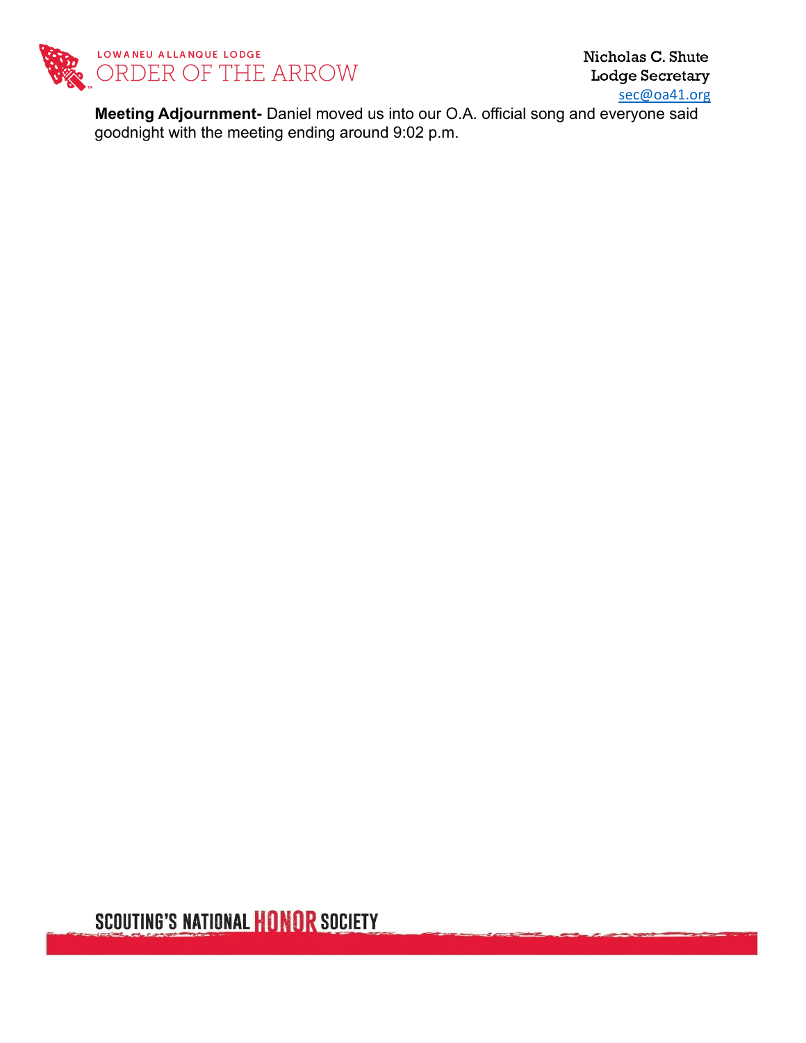**Meeting Adjournment-** Daniel moved us into our O.A. official song and everyone said goodnight with the meeting ending around 9:02 p.m.